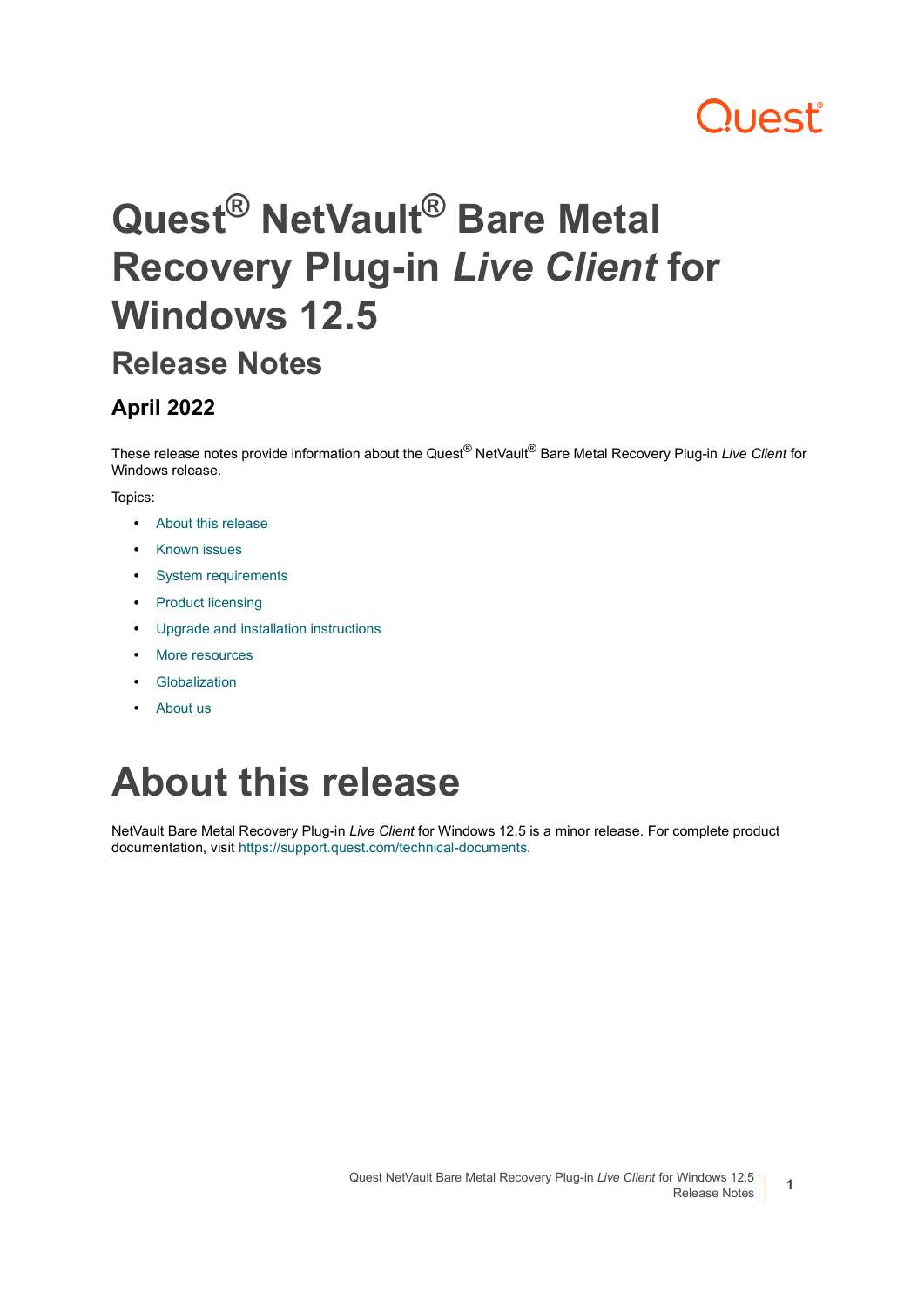# Quest® NetVault® Bare Metal Recovery Plug-in *Live Client* for Windows 12.5

## Release Notes

### April 2022

These release notes provide information about the Quest® NetVault® Bare Metal Recovery Plug-in *Live Client* for Windows release.

Topics:

- About this release
- Known issues
- System requirements
- Product licensing
- Upgrade and installation instructions
- More resources
- Globalization
- About us

# About this release

NetVault Bare Metal Recovery Plug-in *Live Client* for Windows 12.5 is a minor release. For complete product documentation, visit https://support.quest.com/technical-documents.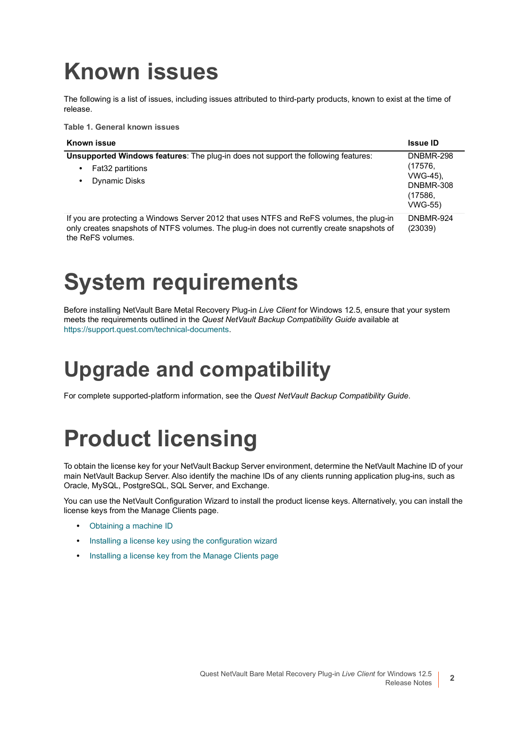# Known issues

The following is a list of issues, including issues attributed to third-party products, known to exist at the time of release.

**Table 1. General known issues**

| Known issue | Issue ID |
|---|---|
| **Unsupported Windows features**: The plug-in does not support the following features:<br>• Fat32 partitions<br>• Dynamic Disks | DNBMR-298 (17576, VWG-45), DNBMR-308 (17586, VWG-55) |
| If you are protecting a Windows Server 2012 that uses NTFS and ReFS volumes, the plug-in only creates snapshots of NTFS volumes. The plug-in does not currently create snapshots of the ReFS volumes. | DNBMR-924 (23039) |

# System requirements

Before installing NetVault Bare Metal Recovery Plug-in *Live Client* for Windows 12.5, ensure that your system meets the requirements outlined in the *Quest NetVault Backup Compatibility Guide* available at https://support.quest.com/technical-documents.

# Upgrade and compatibility

For complete supported-platform information, see the *Quest NetVault Backup Compatibility Guide*.

# Product licensing

To obtain the license key for your NetVault Backup Server environment, determine the NetVault Machine ID of your main NetVault Backup Server. Also identify the machine IDs of any clients running application plug-ins, such as Oracle, MySQL, PostgreSQL, SQL Server, and Exchange.

You can use the NetVault Configuration Wizard to install the product license keys. Alternatively, you can install the license keys from the Manage Clients page.

- Obtaining a machine ID
- Installing a license key using the configuration wizard
- Installing a license key from the Manage Clients page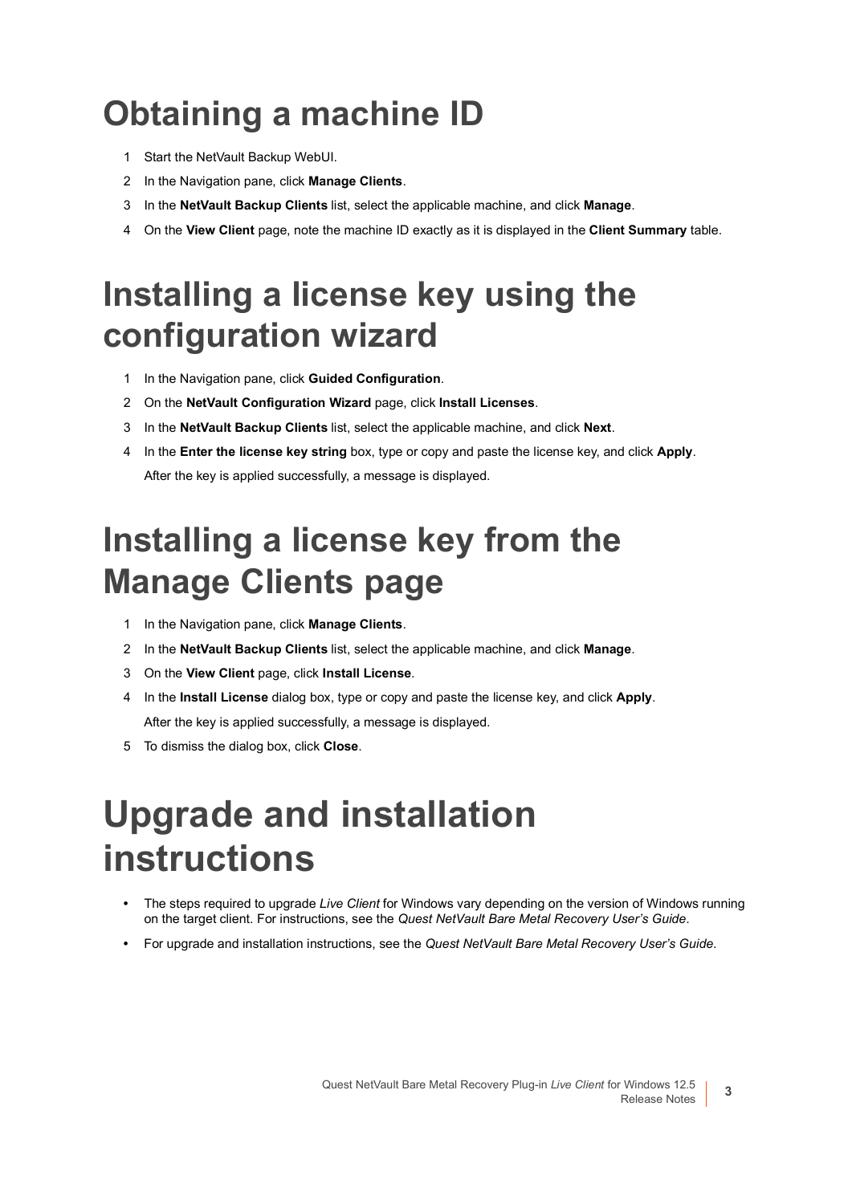# Obtaining a machine ID

1. Start the NetVault Backup WebUI.
2. In the Navigation pane, click **Manage Clients**.
3. In the **NetVault Backup Clients** list, select the applicable machine, and click **Manage**.
4. On the **View Client** page, note the machine ID exactly as it is displayed in the **Client Summary** table.

# Installing a license key using the configuration wizard

1. In the Navigation pane, click **Guided Configuration**.
2. On the **NetVault Configuration Wizard** page, click **Install Licenses**.
3. In the **NetVault Backup Clients** list, select the applicable machine, and click **Next**.
4. In the **Enter the license key string** box, type or copy and paste the license key, and click **Apply**.
   After the key is applied successfully, a message is displayed.

# Installing a license key from the Manage Clients page

1. In the Navigation pane, click **Manage Clients**.
2. In the **NetVault Backup Clients** list, select the applicable machine, and click **Manage**.
3. On the **View Client** page, click **Install License**.
4. In the **Install License** dialog box, type or copy and paste the license key, and click **Apply**.
   After the key is applied successfully, a message is displayed.
5. To dismiss the dialog box, click **Close**.

# Upgrade and installation instructions

- The steps required to upgrade *Live Client* for Windows vary depending on the version of Windows running on the target client. For instructions, see the *Quest NetVault Bare Metal Recovery User's Guide*.
- For upgrade and installation instructions, see the *Quest NetVault Bare Metal Recovery User's Guide*.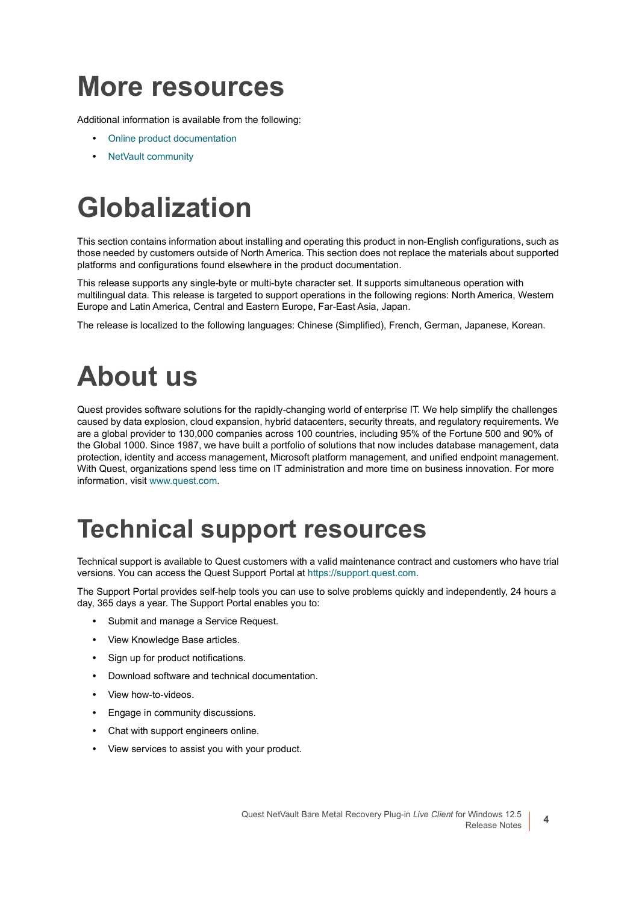# More resources

Additional information is available from the following:

- Online product documentation
- NetVault community

# Globalization

This section contains information about installing and operating this product in non-English configurations, such as those needed by customers outside of North America. This section does not replace the materials about supported platforms and configurations found elsewhere in the product documentation.

This release supports any single-byte or multi-byte character set. It supports simultaneous operation with multilingual data. This release is targeted to support operations in the following regions: North America, Western Europe and Latin America, Central and Eastern Europe, Far-East Asia, Japan.

The release is localized to the following languages: Chinese (Simplified), French, German, Japanese, Korean.

# About us

Quest provides software solutions for the rapidly-changing world of enterprise IT. We help simplify the challenges caused by data explosion, cloud expansion, hybrid datacenters, security threats, and regulatory requirements. We are a global provider to 130,000 companies across 100 countries, including 95% of the Fortune 500 and 90% of the Global 1000. Since 1987, we have built a portfolio of solutions that now includes database management, data protection, identity and access management, Microsoft platform management, and unified endpoint management. With Quest, organizations spend less time on IT administration and more time on business innovation. For more information, visit www.quest.com.

# Technical support resources

Technical support is available to Quest customers with a valid maintenance contract and customers who have trial versions. You can access the Quest Support Portal at https://support.quest.com.

The Support Portal provides self-help tools you can use to solve problems quickly and independently, 24 hours a day, 365 days a year. The Support Portal enables you to:

- Submit and manage a Service Request.
- View Knowledge Base articles.
- Sign up for product notifications.
- Download software and technical documentation.
- View how-to-videos.
- Engage in community discussions.
- Chat with support engineers online.
- View services to assist you with your product.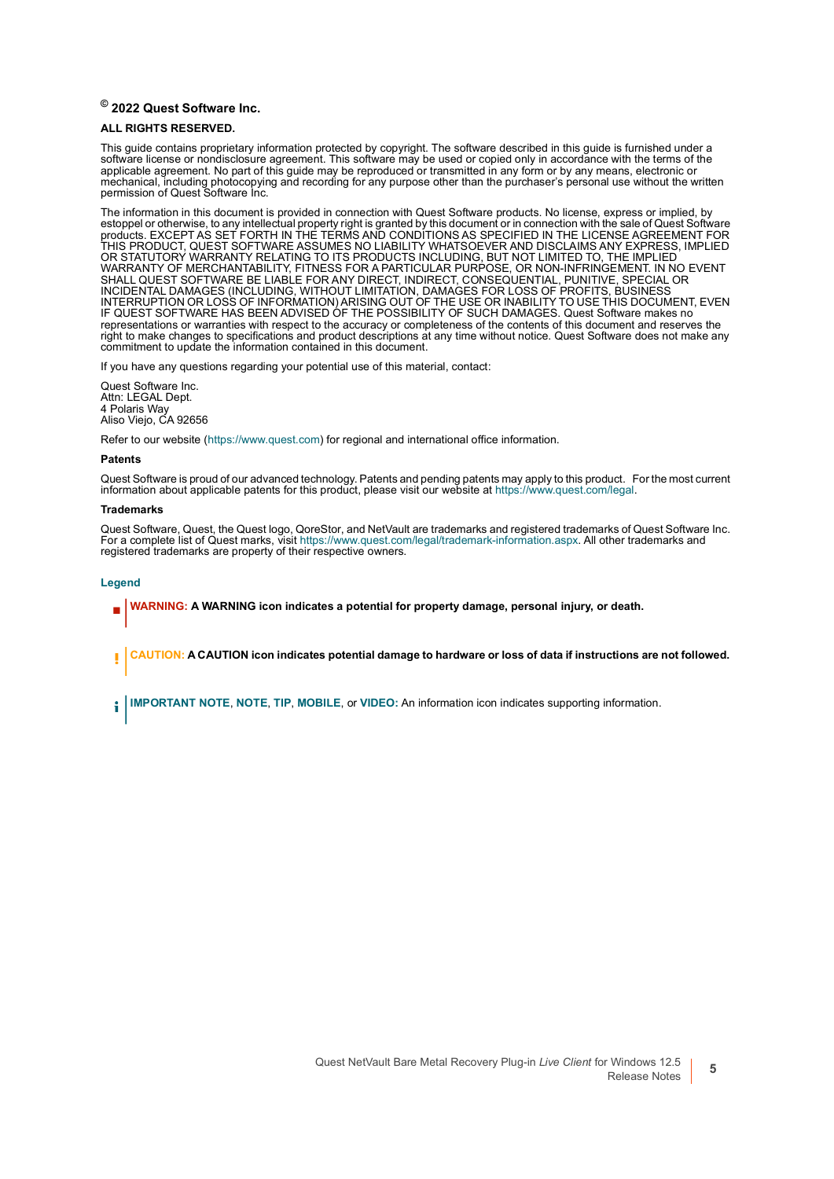**© 2022 Quest Software Inc.**

**ALL RIGHTS RESERVED.**

This guide contains proprietary information protected by copyright. The software described in this guide is furnished under a software license or nondisclosure agreement. This software may be used or copied only in accordance with the terms of the applicable agreement. No part of this guide may be reproduced or transmitted in any form or by any means, electronic or mechanical, including photocopying and recording for any purpose other than the purchaser's personal use without the written permission of Quest Software Inc.

The information in this document is provided in connection with Quest Software products. No license, express or implied, by estoppel or otherwise, to any intellectual property right is granted by this document or in connection with the sale of Quest Software products. EXCEPT AS SET FORTH IN THE TERMS AND CONDITIONS AS SPECIFIED IN THE LICENSE AGREEMENT FOR THIS PRODUCT, QUEST SOFTWARE ASSUMES NO LIABILITY WHATSOEVER AND DISCLAIMS ANY EXPRESS, IMPLIED OR STATUTORY WARRANTY RELATING TO ITS PRODUCTS INCLUDING, BUT NOT LIMITED TO, THE IMPLIED WARRANTY OF MERCHANTABILITY, FITNESS FOR A PARTICULAR PURPOSE, OR NON-INFRINGEMENT. IN NO EVENT SHALL QUEST SOFTWARE BE LIABLE FOR ANY DIRECT, INDIRECT, CONSEQUENTIAL, PUNITIVE, SPECIAL OR INCIDENTAL DAMAGES (INCLUDING, WITHOUT LIMITATION, DAMAGES FOR LOSS OF PROFITS, BUSINESS INTERRUPTION OR LOSS OF INFORMATION) ARISING OUT OF THE USE OR INABILITY TO USE THIS DOCUMENT, EVEN IF QUEST SOFTWARE HAS BEEN ADVISED OF THE POSSIBILITY OF SUCH DAMAGES. Quest Software makes no representations or warranties with respect to the accuracy or completeness of the contents of this document and reserves the right to make changes to specifications and product descriptions at any time without notice. Quest Software does not make any commitment to update the information contained in this document.

If you have any questions regarding your potential use of this material, contact:

Quest Software Inc.
Attn: LEGAL Dept.
4 Polaris Way
Aliso Viejo, CA 92656

Refer to our website (https://www.quest.com) for regional and international office information.

**Patents**

Quest Software is proud of our advanced technology. Patents and pending patents may apply to this product. For the most current information about applicable patents for this product, please visit our website at https://www.quest.com/legal.

**Trademarks**

Quest Software, Quest, the Quest logo, QoreStor, and NetVault are trademarks and registered trademarks of Quest Software Inc. For a complete list of Quest marks, visit https://www.quest.com/legal/trademark-information.aspx. All other trademarks and registered trademarks are property of their respective owners.

**Legend**

**WARNING: A WARNING icon indicates a potential for property damage, personal injury, or death.**

**CAUTION: A CAUTION icon indicates potential damage to hardware or loss of data if instructions are not followed.**

**IMPORTANT NOTE**, **NOTE**, **TIP**, **MOBILE**, or **VIDEO:** An information icon indicates supporting information.